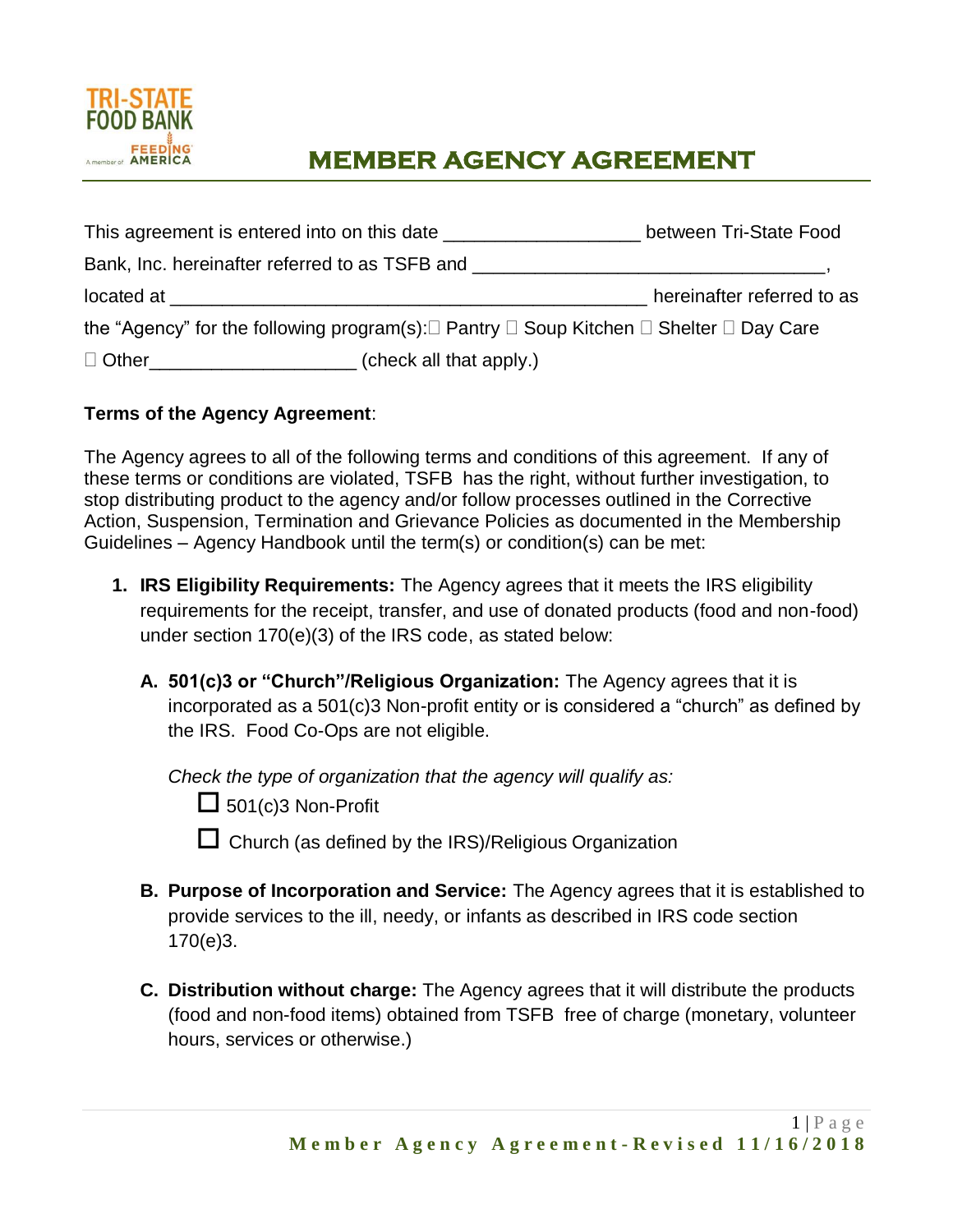# MEMBER AGENCY AGREEMENT

This agreement is entered into on this date ___________________ between Tri-State Food Bank, Inc. hereinafter referred to as TSFB and __________________________________, located at ______________________________________________ hereinafter referred to as the "Agency" for the following program(s): ☐ Pantry ☐ Soup Kitchen ☐ Shelter ☐ Day Care ☐ Other____________________ (check all that apply.)

**Terms of the Agency Agreement**:

The Agency agrees to all of the following terms and conditions of this agreement. If any of these terms or conditions are violated, TSFB has the right, without further investigation, to stop distributing product to the agency and/or follow processes outlined in the Corrective Action, Suspension, Termination and Grievance Policies as documented in the Membership Guidelines – Agency Handbook until the term(s) or condition(s) can be met:

1. **IRS Eligibility Requirements:** The Agency agrees that it meets the IRS eligibility requirements for the receipt, transfer, and use of donated products (food and non-food) under section 170(e)(3) of the IRS code, as stated below:

   A. **501(c)3 or "Church"/Religious Organization:** The Agency agrees that it is incorporated as a 501(c)3 Non-profit entity or is considered a "church" as defined by the IRS. Food Co-Ops are not eligible.

      *Check the type of organization that the agency will qualify as:*

      ☐ 501(c)3 Non-Profit

      ☐ Church (as defined by the IRS)/Religious Organization

   B. **Purpose of Incorporation and Service:** The Agency agrees that it is established to provide services to the ill, needy, or infants as described in IRS code section 170(e)3.

   C. **Distribution without charge:** The Agency agrees that it will distribute the products (food and non-food items) obtained from TSFB free of charge (monetary, volunteer hours, services or otherwise.)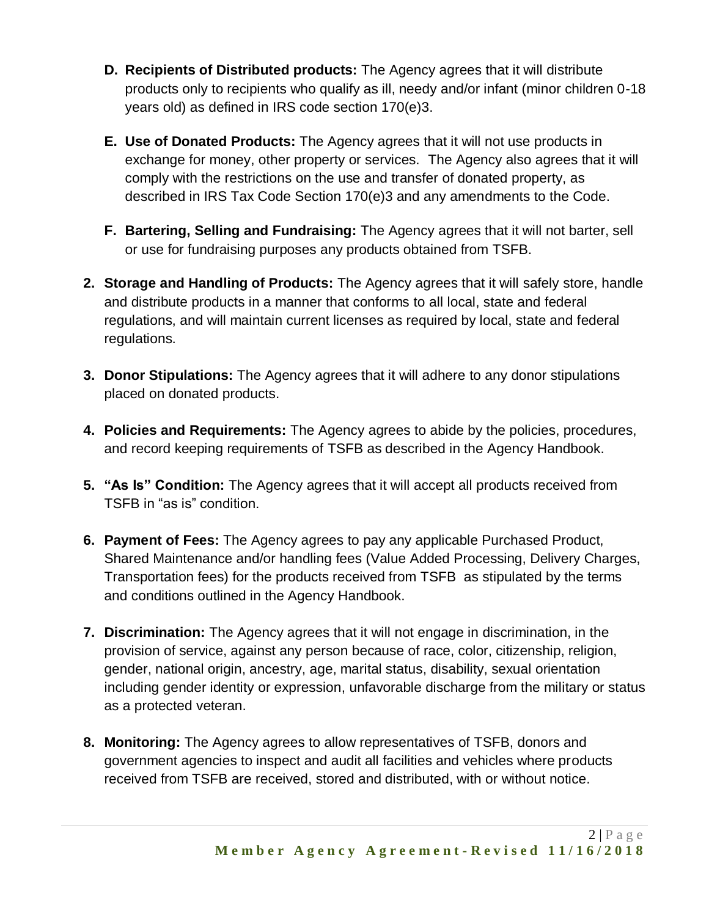- **D. Recipients of Distributed products:** The Agency agrees that it will distribute products only to recipients who qualify as ill, needy and/or infant (minor children 0-18 years old) as defined in IRS code section 170(e)3.

- **E. Use of Donated Products:** The Agency agrees that it will not use products in exchange for money, other property or services. The Agency also agrees that it will comply with the restrictions on the use and transfer of donated property, as described in IRS Tax Code Section 170(e)3 and any amendments to the Code.

- **F. Bartering, Selling and Fundraising:** The Agency agrees that it will not barter, sell or use for fundraising purposes any products obtained from TSFB.

2. **Storage and Handling of Products:** The Agency agrees that it will safely store, handle and distribute products in a manner that conforms to all local, state and federal regulations, and will maintain current licenses as required by local, state and federal regulations.

3. **Donor Stipulations:** The Agency agrees that it will adhere to any donor stipulations placed on donated products.

4. **Policies and Requirements:** The Agency agrees to abide by the policies, procedures, and record keeping requirements of TSFB as described in the Agency Handbook.

5. **"As Is" Condition:** The Agency agrees that it will accept all products received from TSFB in "as is" condition.

6. **Payment of Fees:** The Agency agrees to pay any applicable Purchased Product, Shared Maintenance and/or handling fees (Value Added Processing, Delivery Charges, Transportation fees) for the products received from TSFB as stipulated by the terms and conditions outlined in the Agency Handbook.

7. **Discrimination:** The Agency agrees that it will not engage in discrimination, in the provision of service, against any person because of race, color, citizenship, religion, gender, national origin, ancestry, age, marital status, disability, sexual orientation including gender identity or expression, unfavorable discharge from the military or status as a protected veteran.

8. **Monitoring:** The Agency agrees to allow representatives of TSFB, donors and government agencies to inspect and audit all facilities and vehicles where products received from TSFB are received, stored and distributed, with or without notice.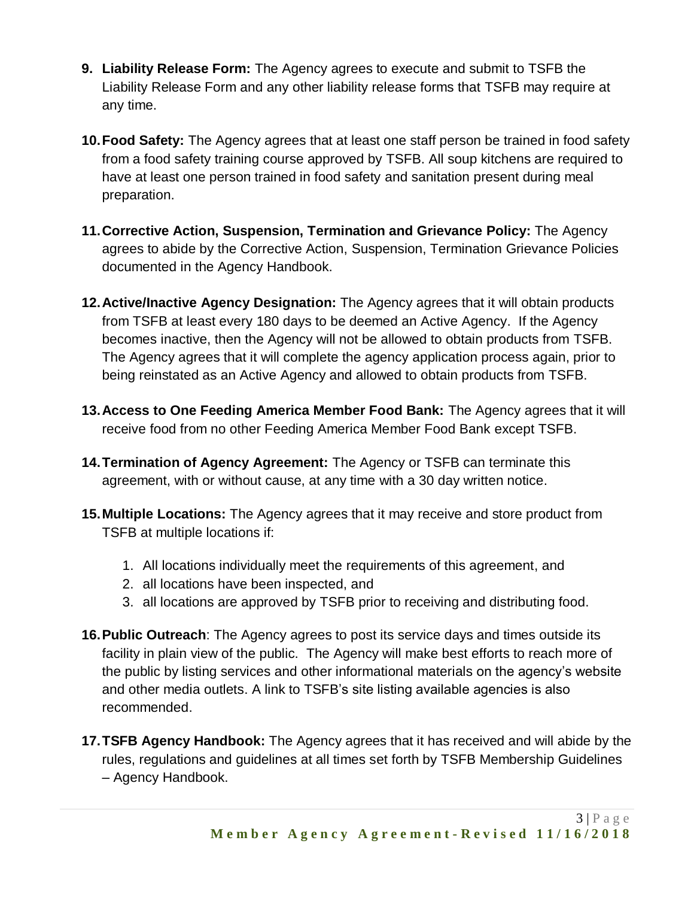9. **Liability Release Form:** The Agency agrees to execute and submit to TSFB the Liability Release Form and any other liability release forms that TSFB may require at any time.

10. **Food Safety:** The Agency agrees that at least one staff person be trained in food safety from a food safety training course approved by TSFB. All soup kitchens are required to have at least one person trained in food safety and sanitation present during meal preparation.

11. **Corrective Action, Suspension, Termination and Grievance Policy:** The Agency agrees to abide by the Corrective Action, Suspension, Termination Grievance Policies documented in the Agency Handbook.

12. **Active/Inactive Agency Designation:** The Agency agrees that it will obtain products from TSFB at least every 180 days to be deemed an Active Agency. If the Agency becomes inactive, then the Agency will not be allowed to obtain products from TSFB. The Agency agrees that it will complete the agency application process again, prior to being reinstated as an Active Agency and allowed to obtain products from TSFB.

13. **Access to One Feeding America Member Food Bank:** The Agency agrees that it will receive food from no other Feeding America Member Food Bank except TSFB.

14. **Termination of Agency Agreement:** The Agency or TSFB can terminate this agreement, with or without cause, at any time with a 30 day written notice.

15. **Multiple Locations:** The Agency agrees that it may receive and store product from TSFB at multiple locations if:

    1. All locations individually meet the requirements of this agreement, and
    2. all locations have been inspected, and
    3. all locations are approved by TSFB prior to receiving and distributing food.

16. **Public Outreach**: The Agency agrees to post its service days and times outside its facility in plain view of the public. The Agency will make best efforts to reach more of the public by listing services and other informational materials on the agency's website and other media outlets. A link to TSFB's site listing available agencies is also recommended.

17. **TSFB Agency Handbook:** The Agency agrees that it has received and will abide by the rules, regulations and guidelines at all times set forth by TSFB Membership Guidelines – Agency Handbook.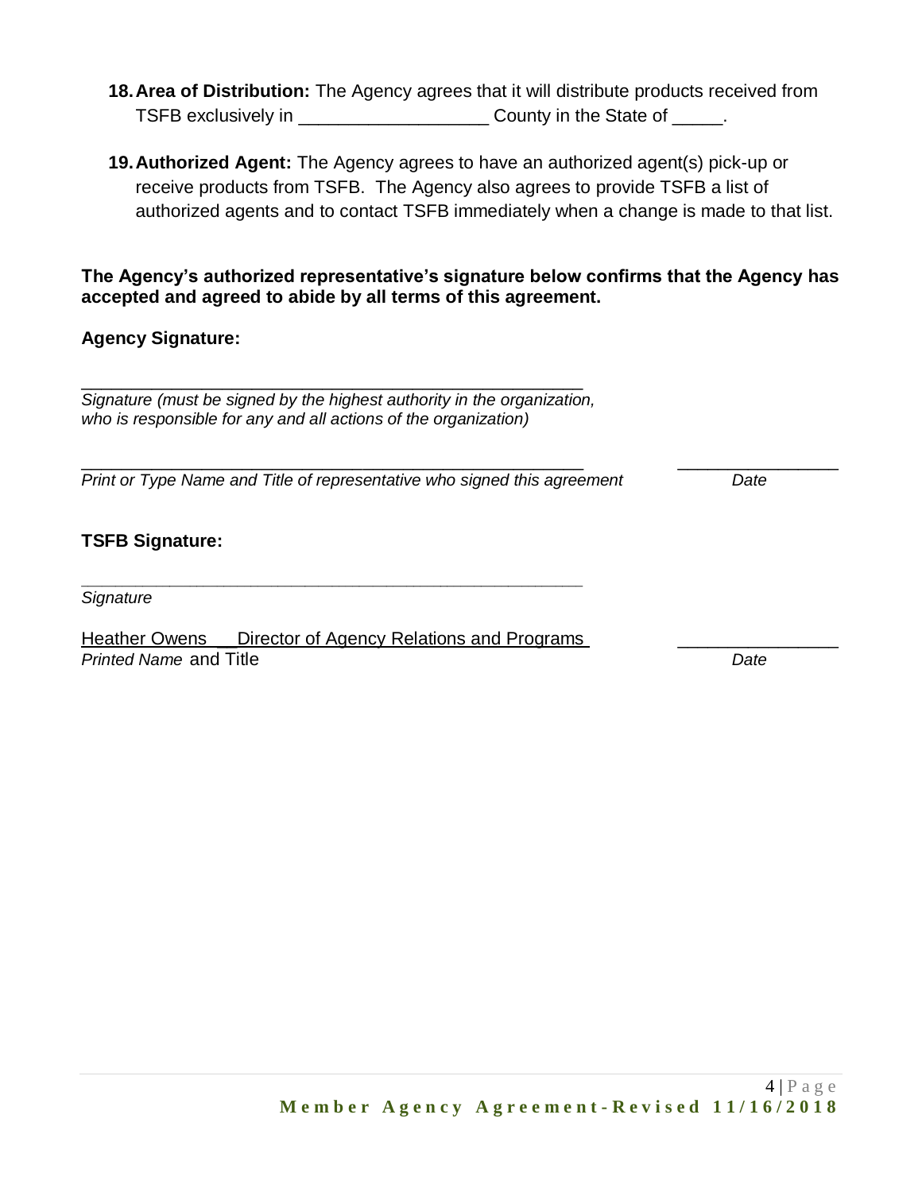18. **Area of Distribution:** The Agency agrees that it will distribute products received from TSFB exclusively in ___________________ County in the State of _____.

19. **Authorized Agent:** The Agency agrees to have an authorized agent(s) pick-up or receive products from TSFB. The Agency also agrees to provide TSFB a list of authorized agents and to contact TSFB immediately when a change is made to that list.

**The Agency's authorized representative's signature below confirms that the Agency has accepted and agreed to abide by all terms of this agreement.**

**Agency Signature:**

_____________________________________________________

*Signature (must be signed by the highest authority in the organization, who is responsible for any and all actions of the organization)*

_____________________________________________________ ________________

*Print or Type Name and Title of representative who signed this agreement* *Date*

**TSFB Signature:**

_____________________________________________________

*Signature*

Heather Owens Director of Agency Relations and Programs ________________

*Printed Name* and Title *Date*